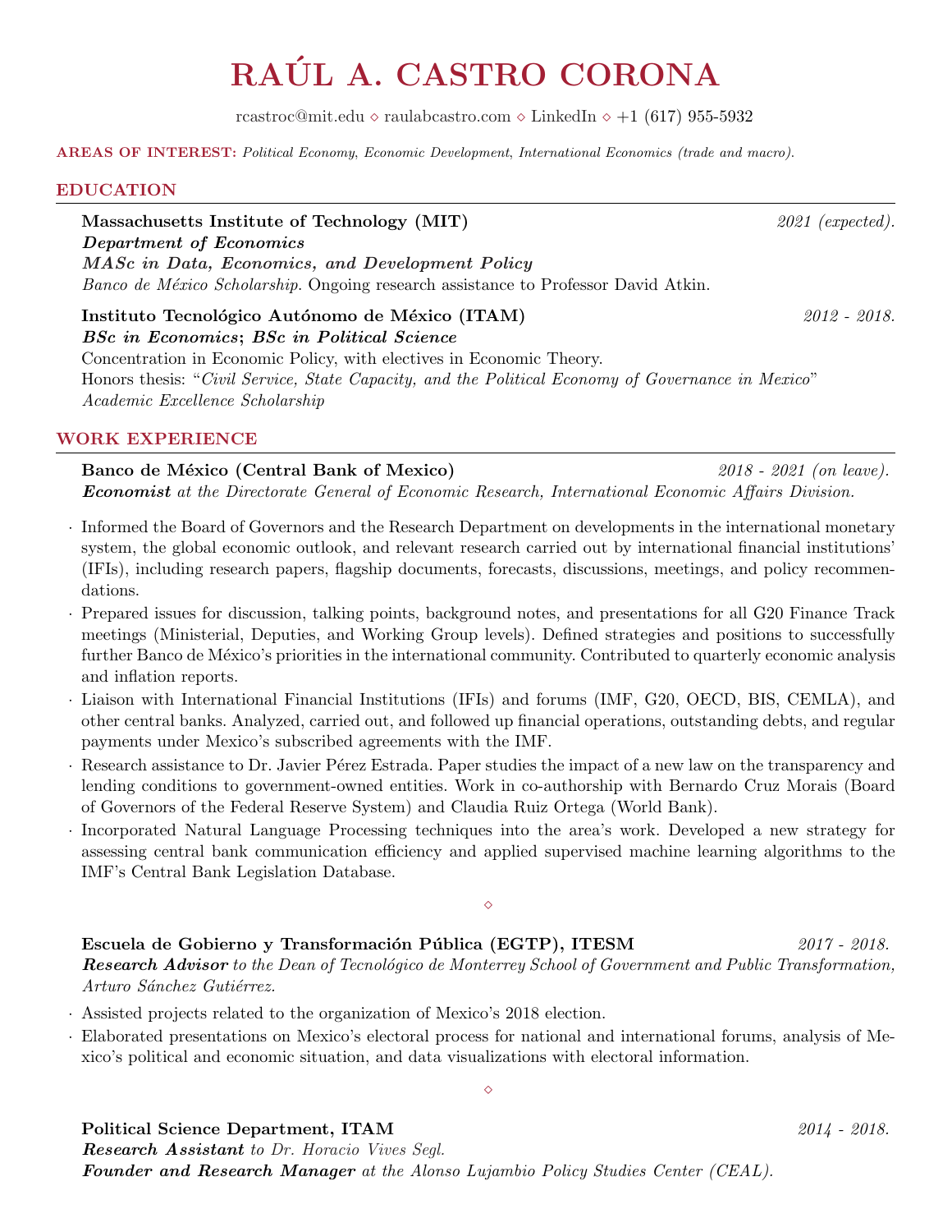# RAÚL A. CASTRO CORONA

rcastroc@mit.edu ⋄ raulabcastro.com ⋄ LinkedIn ⋄ +1 (617) 955-5932

**AREAS OF INTEREST:** *Political Economy, Economic Development, International Economics (trade and macro).*

## EDUCATION

**Massachusetts Institute of Technology (MIT)** *2021 (expected).*
***Department of Economics***
***MASc in Data, Economics, and Development Policy***
*Banco de México Scholarship.* Ongoing research assistance to Professor David Atkin.

**Instituto Tecnológico Autónomo de México (ITAM)** *2012 - 2018.*
***BSc in Economics***; ***BSc in Political Science***
Concentration in Economic Policy, with electives in Economic Theory.
Honors thesis: "*Civil Service, State Capacity, and the Political Economy of Governance in Mexico*"
*Academic Excellence Scholarship*

## WORK EXPERIENCE

**Banco de México (Central Bank of Mexico)** *2018 - 2021 (on leave).*
***Economist*** *at the Directorate General of Economic Research, International Economic Affairs Division.*

- Informed the Board of Governors and the Research Department on developments in the international monetary system, the global economic outlook, and relevant research carried out by international financial institutions' (IFIs), including research papers, flagship documents, forecasts, discussions, meetings, and policy recommendations.
- Prepared issues for discussion, talking points, background notes, and presentations for all G20 Finance Track meetings (Ministerial, Deputies, and Working Group levels). Defined strategies and positions to successfully further Banco de México's priorities in the international community. Contributed to quarterly economic analysis and inflation reports.
- Liaison with International Financial Institutions (IFIs) and forums (IMF, G20, OECD, BIS, CEMLA), and other central banks. Analyzed, carried out, and followed up financial operations, outstanding debts, and regular payments under Mexico's subscribed agreements with the IMF.
- Research assistance to Dr. Javier Pérez Estrada. Paper studies the impact of a new law on the transparency and lending conditions to government-owned entities. Work in co-authorship with Bernardo Cruz Morais (Board of Governors of the Federal Reserve System) and Claudia Ruiz Ortega (World Bank).
- Incorporated Natural Language Processing techniques into the area's work. Developed a new strategy for assessing central bank communication efficiency and applied supervised machine learning algorithms to the IMF's Central Bank Legislation Database.

⋄

**Escuela de Gobierno y Transformación Pública (EGTP), ITESM** *2017 - 2018.*
***Research Advisor*** *to the Dean of Tecnológico de Monterrey School of Government and Public Transformation, Arturo Sánchez Gutiérrez.*

- Assisted projects related to the organization of Mexico's 2018 election.
- Elaborated presentations on Mexico's electoral process for national and international forums, analysis of Mexico's political and economic situation, and data visualizations with electoral information.

⋄

**Political Science Department, ITAM** *2014 - 2018.*
***Research Assistant*** *to Dr. Horacio Vives Segl.*
***Founder and Research Manager*** *at the Alonso Lujambio Policy Studies Center (CEAL).*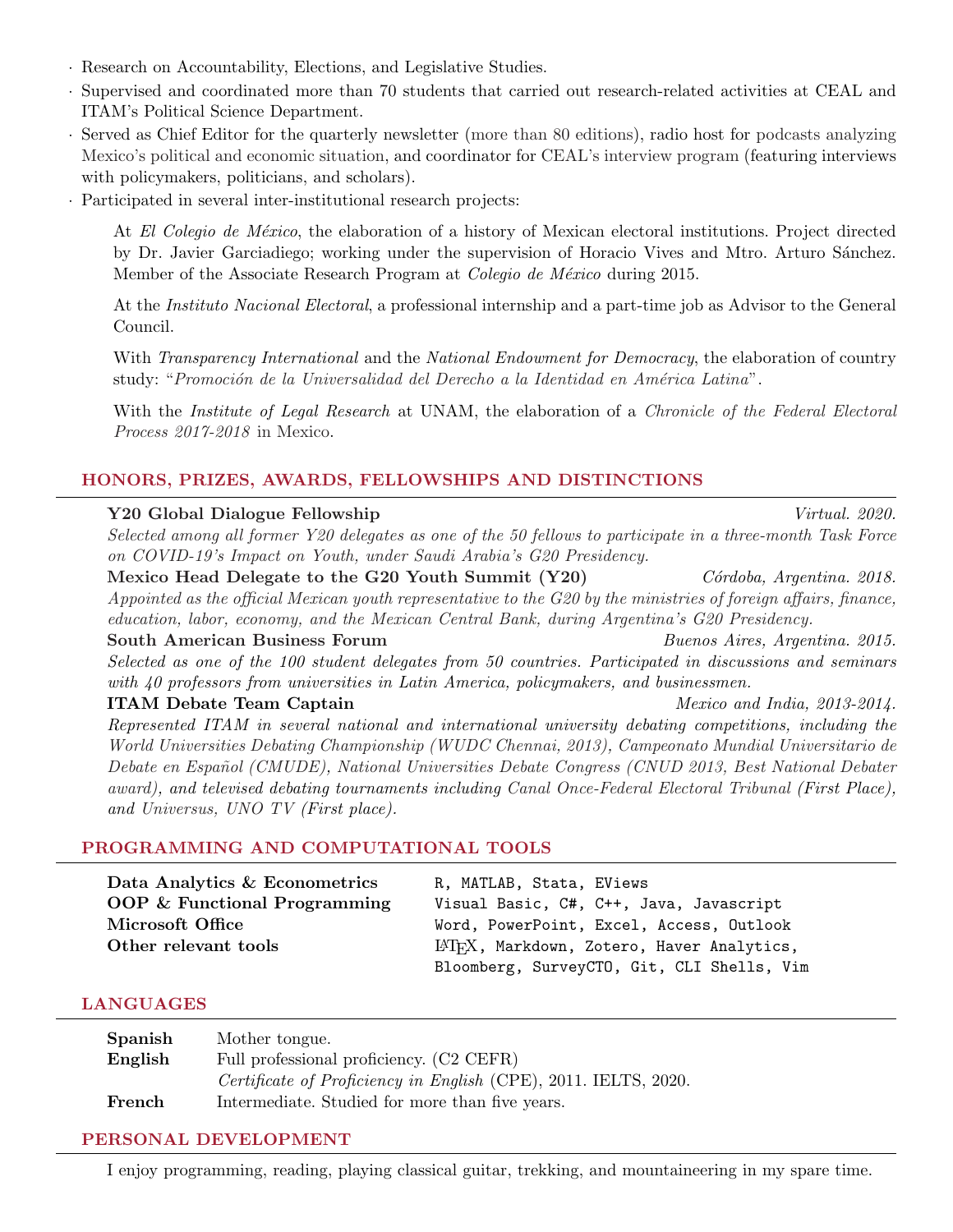- Research on Accountability, Elections, and Legislative Studies.
- Supervised and coordinated more than 70 students that carried out research-related activities at CEAL and ITAM's Political Science Department.
- Served as Chief Editor for the quarterly newsletter (more than 80 editions), radio host for podcasts analyzing Mexico's political and economic situation, and coordinator for CEAL's interview program (featuring interviews with policymakers, politicians, and scholars).
- Participated in several inter-institutional research projects:

  At *El Colegio de México*, the elaboration of a history of Mexican electoral institutions. Project directed by Dr. Javier Garciadiego; working under the supervision of Horacio Vives and Mtro. Arturo Sánchez. Member of the Associate Research Program at *Colegio de México* during 2015.

  At the *Instituto Nacional Electoral*, a professional internship and a part-time job as Advisor to the General Council.

  With *Transparency International* and the *National Endowment for Democracy*, the elaboration of country study: "*Promoción de la Universalidad del Derecho a la Identidad en América Latina*".

  With the *Institute of Legal Research* at UNAM, the elaboration of a *Chronicle of the Federal Electoral Process 2017-2018* in Mexico.

## HONORS, PRIZES, AWARDS, FELLOWSHIPS AND DISTINCTIONS

**Y20 Global Dialogue Fellowship** — *Virtual. 2020.*
*Selected among all former Y20 delegates as one of the 50 fellows to participate in a three-month Task Force on COVID-19's Impact on Youth, under Saudi Arabia's G20 Presidency.*

**Mexico Head Delegate to the G20 Youth Summit (Y20)** — *Córdoba, Argentina. 2018.*
*Appointed as the official Mexican youth representative to the G20 by the ministries of foreign affairs, finance, education, labor, economy, and the Mexican Central Bank, during Argentina's G20 Presidency.*

**South American Business Forum** — *Buenos Aires, Argentina. 2015.*
*Selected as one of the 100 student delegates from 50 countries. Participated in discussions and seminars with 40 professors from universities in Latin America, policymakers, and businessmen.*

**ITAM Debate Team Captain** — *Mexico and India, 2013-2014.*
*Represented ITAM in several national and international university debating competitions, including the World Universities Debating Championship (WUDC Chennai, 2013), Campeonato Mundial Universitario de Debate en Español (CMUDE), National Universities Debate Congress (CNUD 2013, Best National Debater award), and televised debating tournaments including Canal Once-Federal Electoral Tribunal (First Place), and Universus, UNO TV (First place).*

## PROGRAMMING AND COMPUTATIONAL TOOLS

| | |
|---|---|
| **Data Analytics & Econometrics** | R, MATLAB, Stata, EViews |
| **OOP & Functional Programming** | Visual Basic, C#, C++, Java, Javascript |
| **Microsoft Office** | Word, PowerPoint, Excel, Access, Outlook |
| **Other relevant tools** | LaTeX, Markdown, Zotero, Haver Analytics, Bloomberg, SurveyCTO, Git, CLI Shells, Vim |

## LANGUAGES

| | |
|---|---|
| **Spanish** | Mother tongue. |
| **English** | Full professional proficiency. (C2 CEFR) *Certificate of Proficiency in English* (CPE), 2011. IELTS, 2020. |
| **French** | Intermediate. Studied for more than five years. |

## PERSONAL DEVELOPMENT

I enjoy programming, reading, playing classical guitar, trekking, and mountaineering in my spare time.